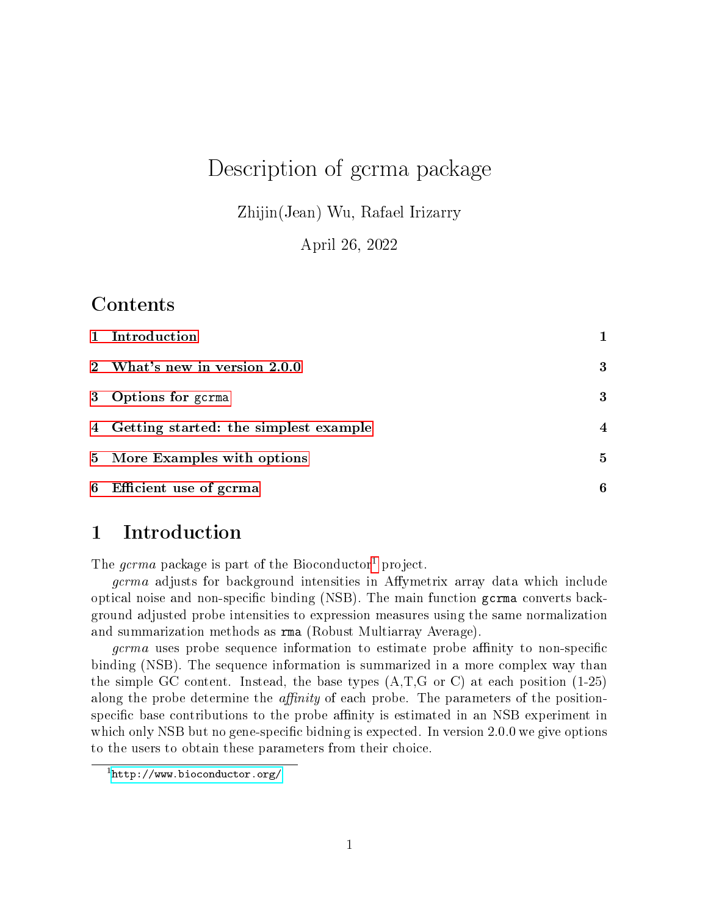# Description of gcrma package

Zhijin(Jean) Wu, Rafael Irizarry

April 26, 2022

## Contents

| | |
|---|---|
| 1 Introduction | 1 |
| 2 What's new in version 2.0.0 | 3 |
| 3 Options for `gcrma` | 3 |
| 4 Getting started: the simplest example | 4 |
| 5 More Examples with options | 5 |
| 6 Efficient use of gcrma | 6 |

## 1 Introduction

The *gcrma* package is part of the Bioconductor[1] project.

*gcrma* adjusts for background intensities in Affymetrix array data which include optical noise and non-specific binding (NSB). The main function `gcrma` converts background adjusted probe intensities to expression measures using the same normalization and summarization methods as `rma` (Robust Multiarray Average).

*gcrma* uses probe sequence information to estimate probe affinity to non-specific binding (NSB). The sequence information is summarized in a more complex way than the simple GC content. Instead, the base types (A,T,G or C) at each position (1-25) along the probe determine the *affinity* of each probe. The parameters of the position-specific base contributions to the probe affinity is estimated in an NSB experiment in which only NSB but no gene-specific bidning is expected. In version 2.0.0 we give options to the users to obtain these parameters from their choice.

[1] http://www.bioconductor.org/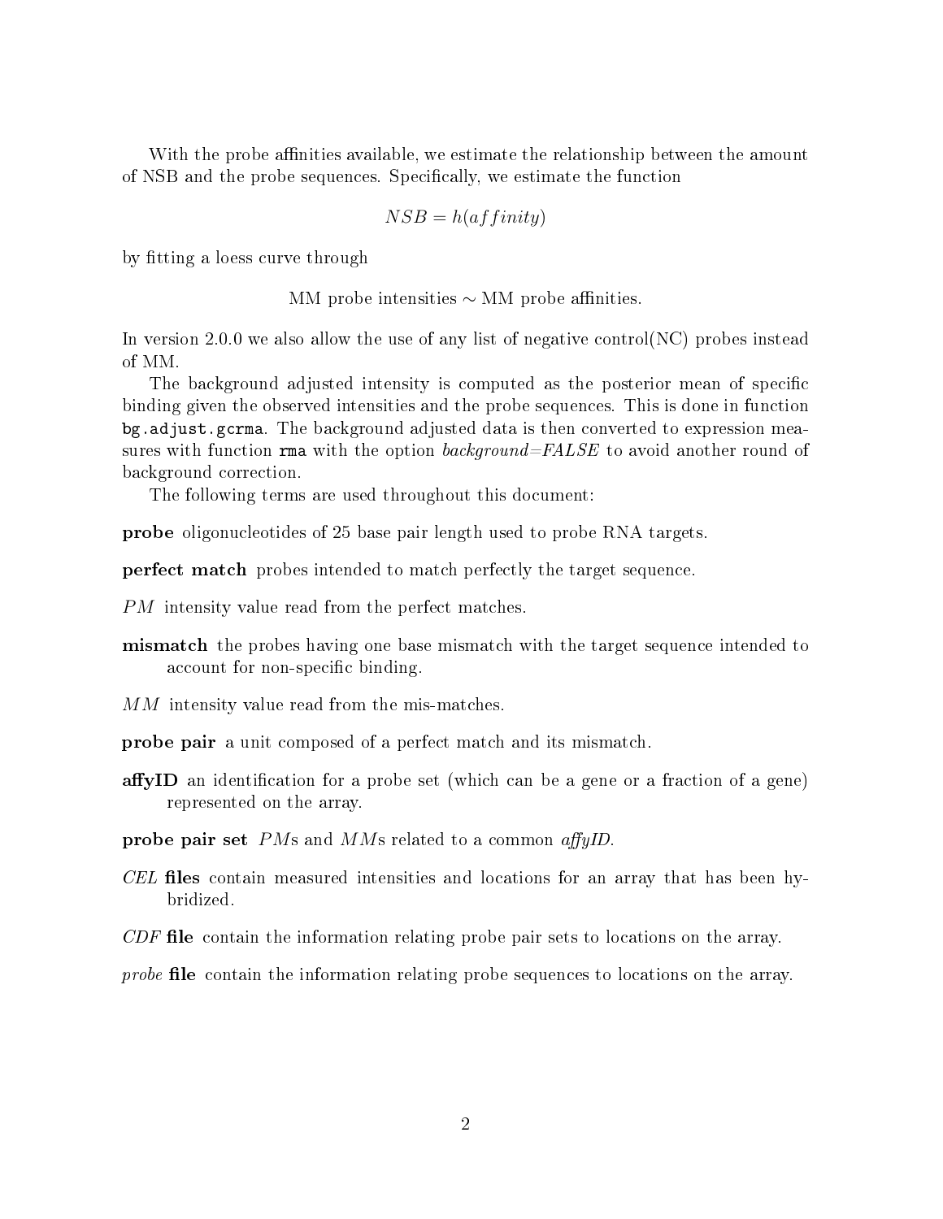With the probe affinities available, we estimate the relationship between the amount of NSB and the probe sequences. Specifically, we estimate the function

$$NSB = h(affinity)$$

by fitting a loess curve through

$$\text{MM probe intensities} \sim \text{MM probe affinities.}$$

In version 2.0.0 we also allow the use of any list of negative control(NC) probes instead of MM.

The background adjusted intensity is computed as the posterior mean of specific binding given the observed intensities and the probe sequences. This is done in function `bg.adjust.gcrma`. The background adjusted data is then converted to expression measures with function `rma` with the option *background=FALSE* to avoid another round of background correction.

The following terms are used throughout this document:

**probe** oligonucleotides of 25 base pair length used to probe RNA targets.

**perfect match** probes intended to match perfectly the target sequence.

$PM$ intensity value read from the perfect matches.

**mismatch** the probes having one base mismatch with the target sequence intended to account for non-specific binding.

$MM$ intensity value read from the mis-matches.

**probe pair** a unit composed of a perfect match and its mismatch.

**affyID** an identification for a probe set (which can be a gene or a fraction of a gene) represented on the array.

**probe pair set** $PM$s and $MM$s related to a common *affyID*.

***CEL* files** contain measured intensities and locations for an array that has been hybridized.

***CDF* file** contain the information relating probe pair sets to locations on the array.

***probe* file** contain the information relating probe sequences to locations on the array.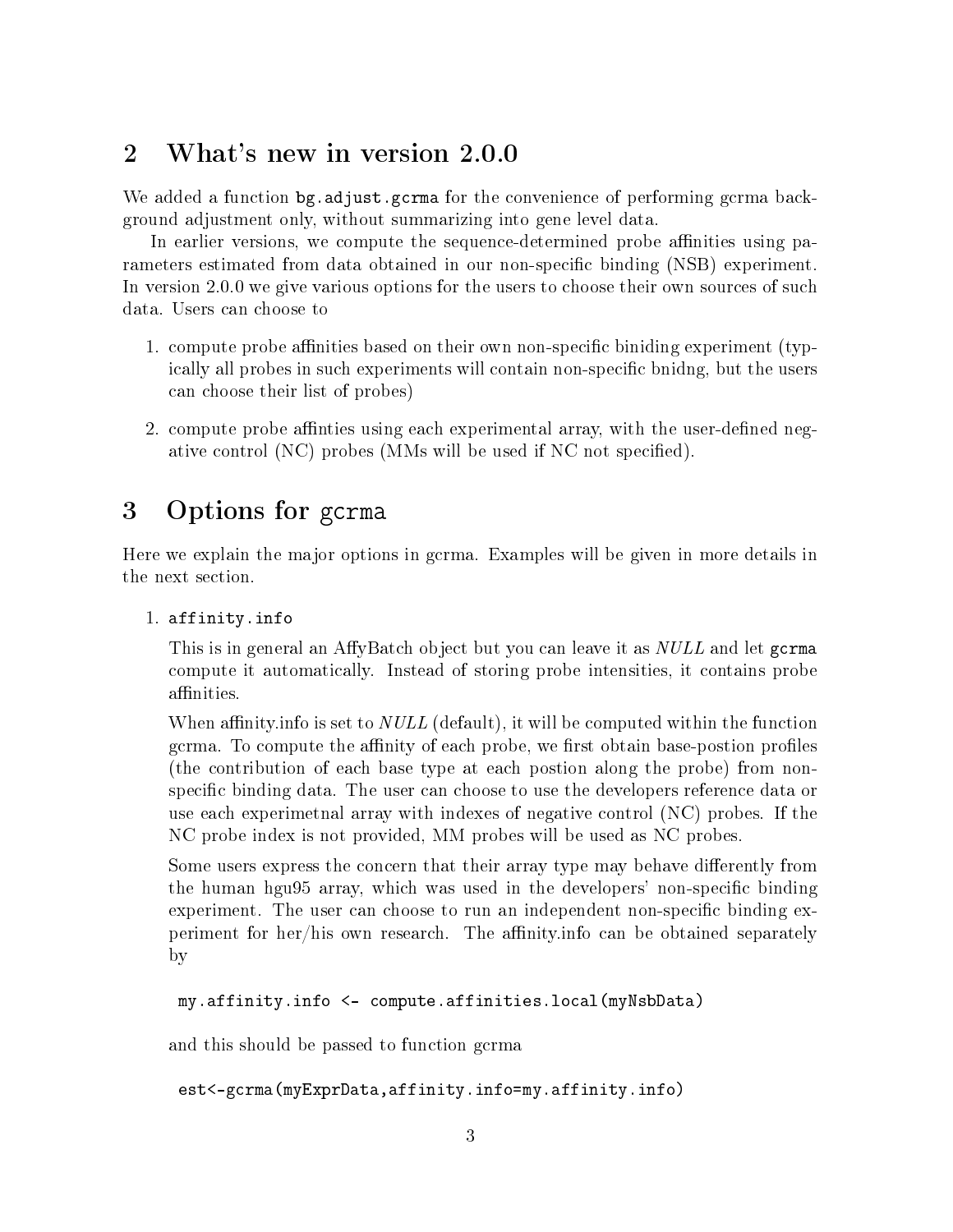## 2 What's new in version 2.0.0

We added a function `bg.adjust.gcrma` for the convenience of performing gcrma background adjustment only, without summarizing into gene level data.

In earlier versions, we compute the sequence-determined probe affinities using parameters estimated from data obtained in our non-specific binding (NSB) experiment. In version 2.0.0 we give various options for the users to choose their own sources of such data. Users can choose to

1. compute probe affinities based on their own non-specific biniding experiment (typically all probes in such experiments will contain non-specific bnidng, but the users can choose their list of probes)
2. compute probe affinties using each experimental array, with the user-defined negative control (NC) probes (MMs will be used if NC not specified).

## 3 Options for gcrma

Here we explain the major options in gcrma. Examples will be given in more details in the next section.

1. `affinity.info`

   This is in general an AffyBatch object but you can leave it as *NULL* and let `gcrma` compute it automatically. Instead of storing probe intensities, it contains probe affinities.

   When affinity.info is set to *NULL* (default), it will be computed within the function gcrma. To compute the affinity of each probe, we first obtain base-postion profiles (the contribution of each base type at each postion along the probe) from non-specific binding data. The user can choose to use the developers reference data or use each experimetnal array with indexes of negative control (NC) probes. If the NC probe index is not provided, MM probes will be used as NC probes.

   Some users express the concern that their array type may behave differently from the human hgu95 array, which was used in the developers' non-specific binding experiment. The user can choose to run an independent non-specific binding experiment for her/his own research. The affinity.info can be obtained separately by

   ```
   my.affinity.info <- compute.affinities.local(myNsbData)
   ```

   and this should be passed to function gcrma

   ```
   est<-gcrma(myExprData,affinity.info=my.affinity.info)
   ```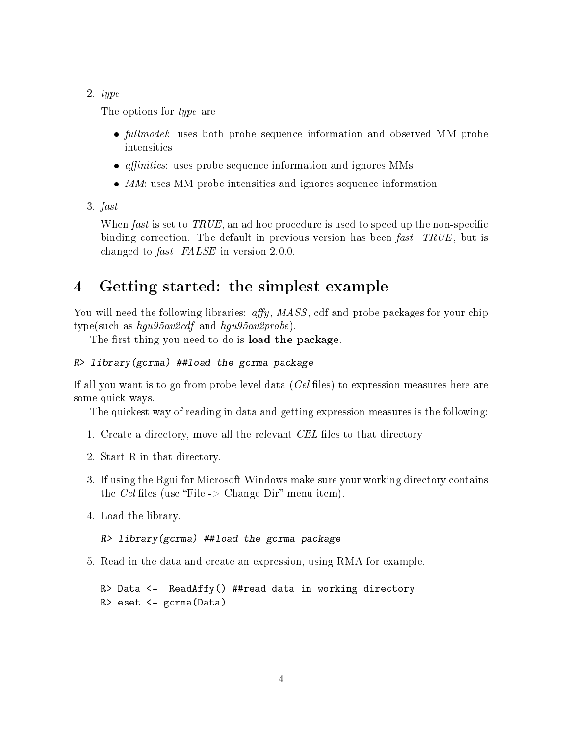2. *type*

   The options for *type* are

   - *fullmodel*: uses both probe sequence information and observed MM probe intensities
   - *affinities*: uses probe sequence information and ignores MMs
   - *MM*: uses MM probe intensities and ignores sequence information

3. *fast*

   When *fast* is set to *TRUE*, an ad hoc procedure is used to speed up the non-specific binding correction. The default in previous version has been *fast=TRUE*, but is changed to *fast=FALSE* in version 2.0.0.

# 4 Getting started: the simplest example

You will need the following libraries: *affy*, *MASS*, cdf and probe packages for your chip type(such as *hgu95av2cdf* and *hgu95av2probe*).

The first thing you need to do is **load the package**.

```
R> library(gcrma) ##load the gcrma package
```

If all you want is to go from probe level data (*Cel* files) to expression measures here are some quick ways.

The quickest way of reading in data and getting expression measures is the following:

1. Create a directory, move all the relevant *CEL* files to that directory
2. Start R in that directory.
3. If using the Rgui for Microsoft Windows make sure your working directory contains the *Cel* files (use "File -> Change Dir" menu item).
4. Load the library.

   ```
   R> library(gcrma) ##load the gcrma package
   ```

5. Read in the data and create an expression, using RMA for example.

   ```
   R> Data <-  ReadAffy() ##read data in working directory
   R> eset <- gcrma(Data)
   ```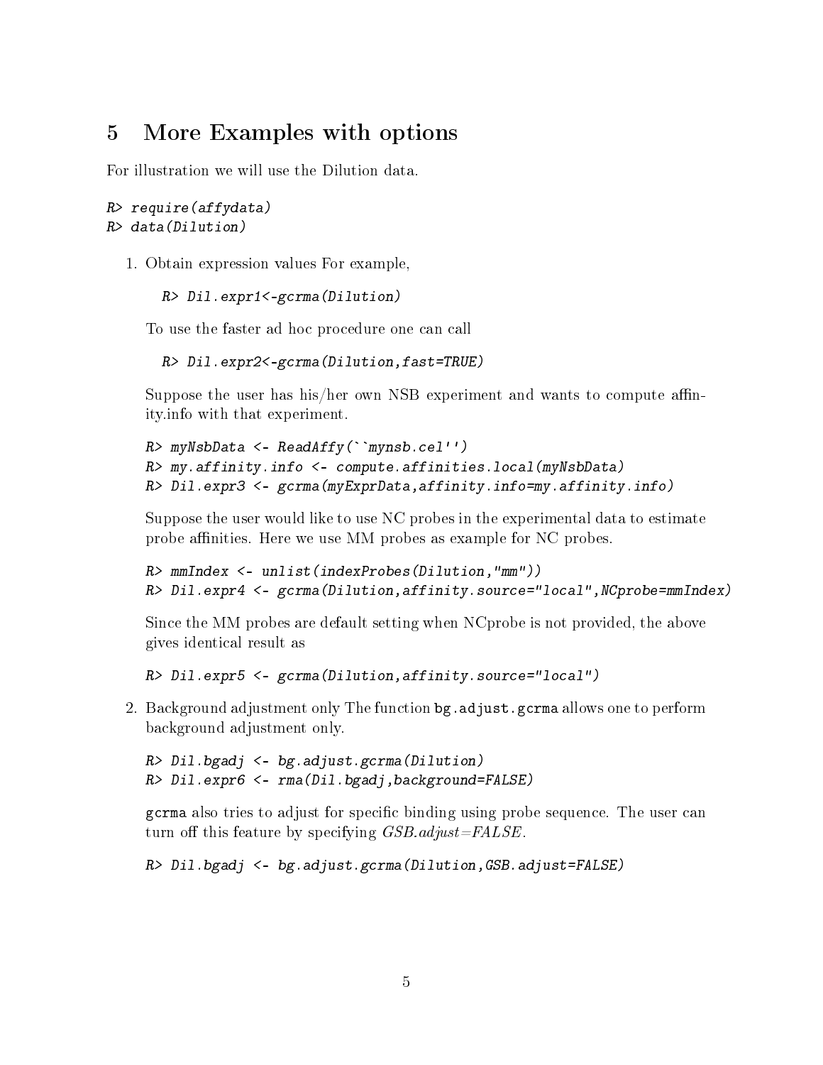## 5 More Examples with options

For illustration we will use the Dilution data.

```
R> require(affydata)
R> data(Dilution)
```

1. Obtain expression values For example,

   ```
   R> Dil.expr1<-gcrma(Dilution)
   ```

   To use the faster ad hoc procedure one can call

   ```
   R> Dil.expr2<-gcrma(Dilution,fast=TRUE)
   ```

   Suppose the user has his/her own NSB experiment and wants to compute affinity.info with that experiment.

   ```
   R> myNsbData <- ReadAffy(``mynsb.cel'')
   R> my.affinity.info <- compute.affinities.local(myNsbData)
   R> Dil.expr3 <- gcrma(myExprData,affinity.info=my.affinity.info)
   ```

   Suppose the user would like to use NC probes in the experimental data to estimate probe affinities. Here we use MM probes as example for NC probes.

   ```
   R> mmIndex <- unlist(indexProbes(Dilution,"mm"))
   R> Dil.expr4 <- gcrma(Dilution,affinity.source="local",NCprobe=mmIndex)
   ```

   Since the MM probes are default setting when NCprobe is not provided, the above gives identical result as

   ```
   R> Dil.expr5 <- gcrma(Dilution,affinity.source="local")
   ```

2. Background adjustment only The function `bg.adjust.gcrma` allows one to perform background adjustment only.

   ```
   R> Dil.bgadj <- bg.adjust.gcrma(Dilution)
   R> Dil.expr6 <- rma(Dil.bgadj,background=FALSE)
   ```

   `gcrma` also tries to adjust for specific binding using probe sequence. The user can turn off this feature by specifying *GSB.adjust=FALSE*.

   ```
   R> Dil.bgadj <- bg.adjust.gcrma(Dilution,GSB.adjust=FALSE)
   ```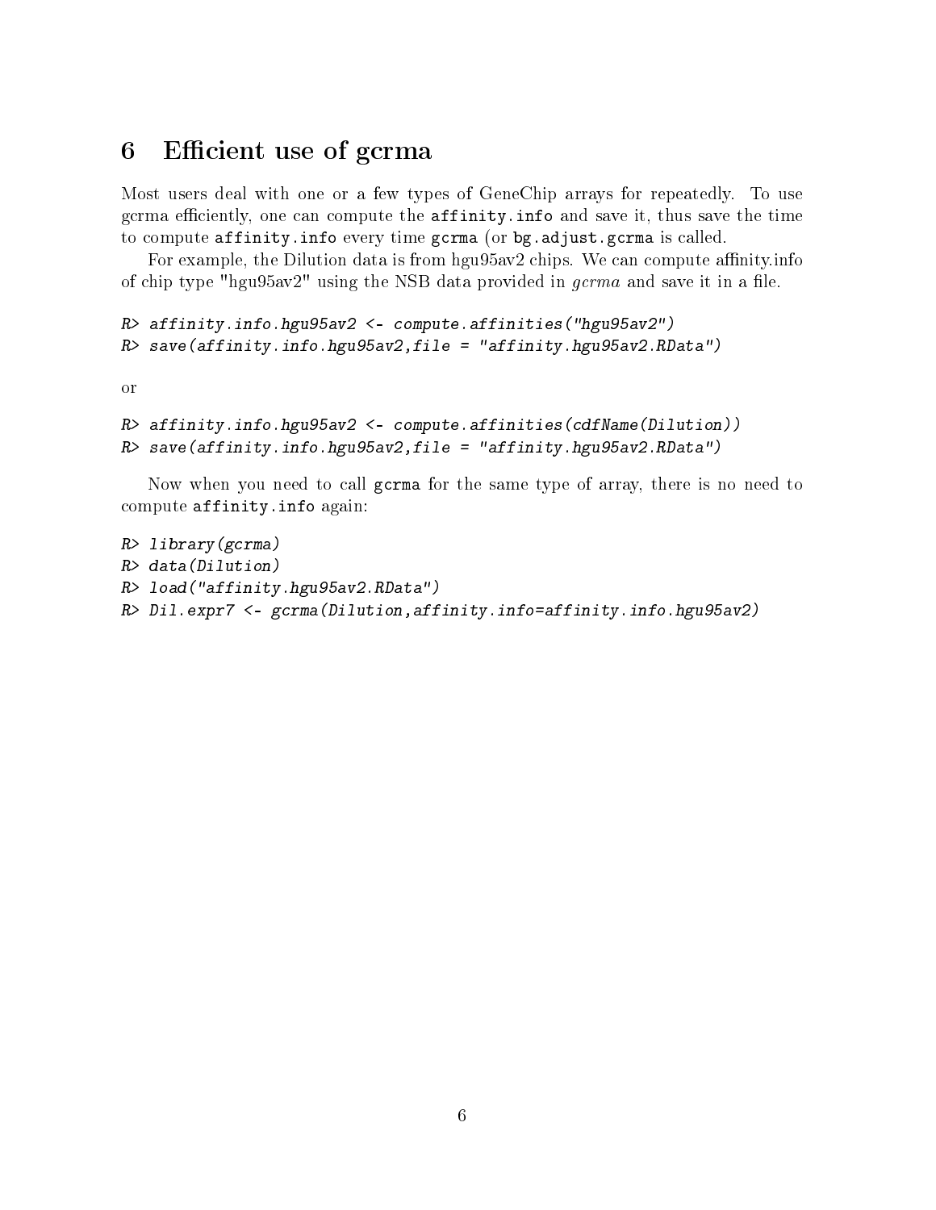## 6 Efficient use of gcrma

Most users deal with one or a few types of GeneChip arrays for repeatedly. To use gcrma efficiently, one can compute the `affinity.info` and save it, thus save the time to compute `affinity.info` every time `gcrma` (or `bg.adjust.gcrma` is called.

For example, the Dilution data is from hgu95av2 chips. We can compute affinity.info of chip type "hgu95av2" using the NSB data provided in *gcrma* and save it in a file.

```
R> affinity.info.hgu95av2 <- compute.affinities("hgu95av2")
R> save(affinity.info.hgu95av2,file = "affinity.hgu95av2.RData")
```

or

```
R> affinity.info.hgu95av2 <- compute.affinities(cdfName(Dilution))
R> save(affinity.info.hgu95av2,file = "affinity.hgu95av2.RData")
```

Now when you need to call `gcrma` for the same type of array, there is no need to compute `affinity.info` again:

```
R> library(gcrma)
R> data(Dilution)
R> load("affinity.hgu95av2.RData")
R> Dil.expr7 <- gcrma(Dilution,affinity.info=affinity.info.hgu95av2)
```